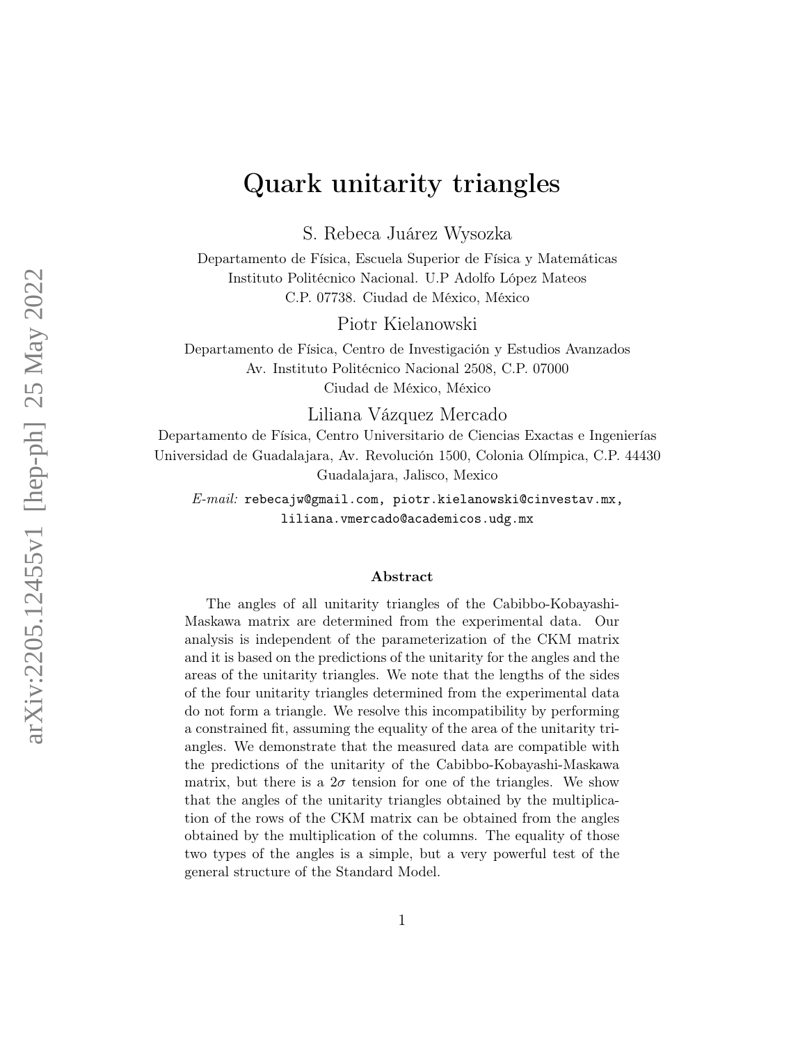# Quark unitarity triangles

S. Rebeca Juárez Wysozka

Departamento de Física, Escuela Superior de Física y Matemáticas
Instituto Politécnico Nacional. U.P Adolfo López Mateos
C.P. 07738. Ciudad de México, México

Piotr Kielanowski

Departamento de Física, Centro de Investigación y Estudios Avanzados
Av. Instituto Politécnico Nacional 2508, C.P. 07000
Ciudad de México, México

Liliana Vázquez Mercado

Departamento de Física, Centro Universitario de Ciencias Exactas e Ingenierías
Universidad de Guadalajara, Av. Revolución 1500, Colonia Olímpica, C.P. 44430
Guadalajara, Jalisco, Mexico

*E-mail:* rebecajw@gmail.com, piotr.kielanowski@cinvestav.mx, liliana.vmercado@academicos.udg.mx

### Abstract

The angles of all unitarity triangles of the Cabibbo-Kobayashi-Maskawa matrix are determined from the experimental data. Our analysis is independent of the parameterization of the CKM matrix and it is based on the predictions of the unitarity for the angles and the areas of the unitarity triangles. We note that the lengths of the sides of the four unitarity triangles determined from the experimental data do not form a triangle. We resolve this incompatibility by performing a constrained fit, assuming the equality of the area of the unitarity triangles. We demonstrate that the measured data are compatible with the predictions of the unitarity of the Cabibbo-Kobayashi-Maskawa matrix, but there is a $2\sigma$ tension for one of the triangles. We show that the angles of the unitarity triangles obtained by the multiplication of the rows of the CKM matrix can be obtained from the angles obtained by the multiplication of the columns. The equality of those two types of the angles is a simple, but a very powerful test of the general structure of the Standard Model.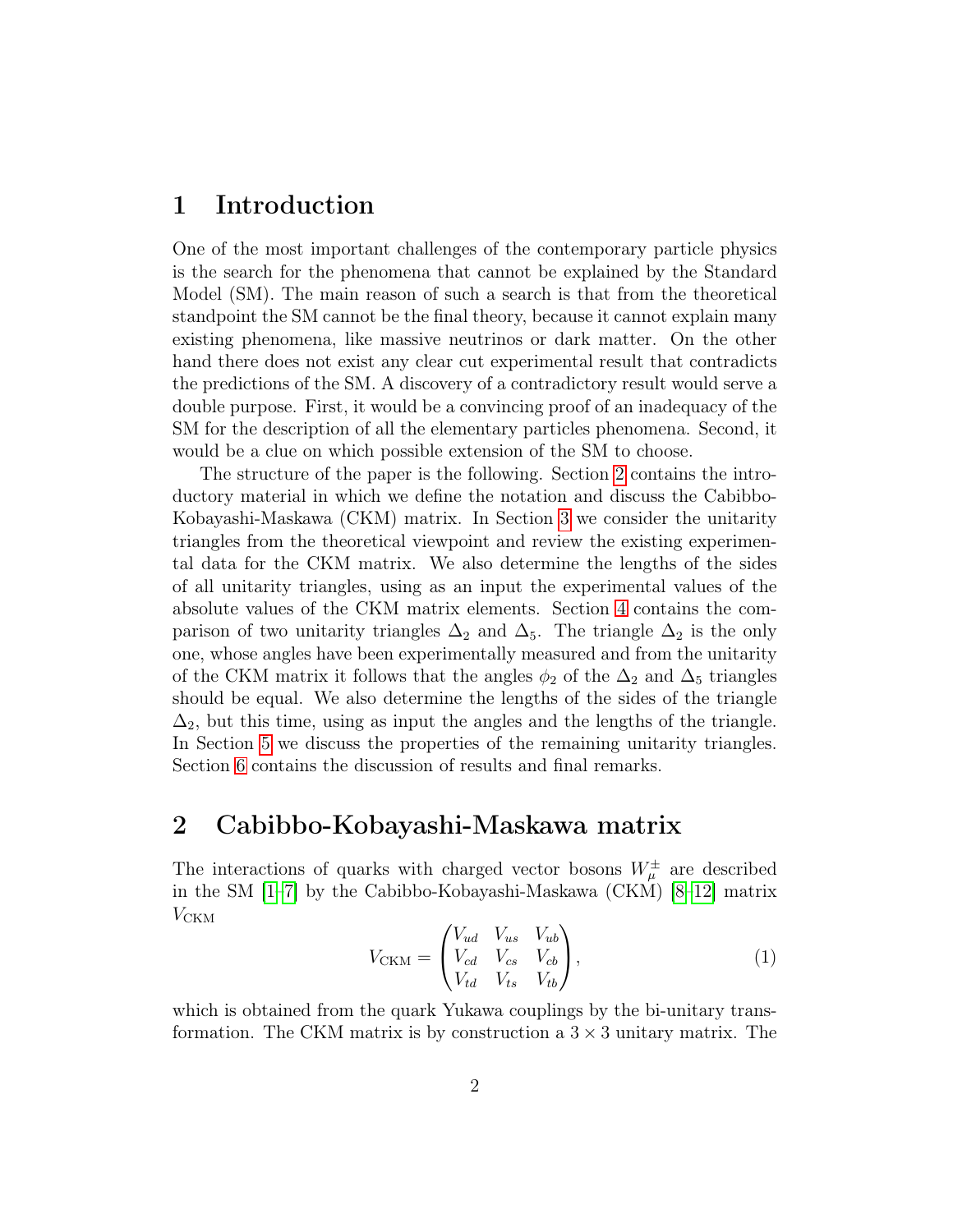# 1 Introduction

One of the most important challenges of the contemporary particle physics is the search for the phenomena that cannot be explained by the Standard Model (SM). The main reason of such a search is that from the theoretical standpoint the SM cannot be the final theory, because it cannot explain many existing phenomena, like massive neutrinos or dark matter. On the other hand there does not exist any clear cut experimental result that contradicts the predictions of the SM. A discovery of a contradictory result would serve a double purpose. First, it would be a convincing proof of an inadequacy of the SM for the description of all the elementary particles phenomena. Second, it would be a clue on which possible extension of the SM to choose.

The structure of the paper is the following. Section 2 contains the introductory material in which we define the notation and discuss the Cabibbo-Kobayashi-Maskawa (CKM) matrix. In Section 3 we consider the unitarity triangles from the theoretical viewpoint and review the existing experimental data for the CKM matrix. We also determine the lengths of the sides of all unitarity triangles, using as an input the experimental values of the absolute values of the CKM matrix elements. Section 4 contains the comparison of two unitarity triangles $\Delta_2$ and $\Delta_5$. The triangle $\Delta_2$ is the only one, whose angles have been experimentally measured and from the unitarity of the CKM matrix it follows that the angles $\phi_2$ of the $\Delta_2$ and $\Delta_5$ triangles should be equal. We also determine the lengths of the sides of the triangle $\Delta_2$, but this time, using as input the angles and the lengths of the triangle. In Section 5 we discuss the properties of the remaining unitarity triangles. Section 6 contains the discussion of results and final remarks.

# 2 Cabibbo-Kobayashi-Maskawa matrix

The interactions of quarks with charged vector bosons $W_\mu^\pm$ are described in the SM [1–7] by the Cabibbo-Kobayashi-Maskawa (CKM) [8–12] matrix $V_{\text{CKM}}$

$$V_{\text{CKM}} = \begin{pmatrix} V_{ud} & V_{us} & V_{ub} \\ V_{cd} & V_{cs} & V_{cb} \\ V_{td} & V_{ts} & V_{tb} \end{pmatrix}, \tag{1}$$

which is obtained from the quark Yukawa couplings by the bi-unitary transformation. The CKM matrix is by construction a $3 \times 3$ unitary matrix. The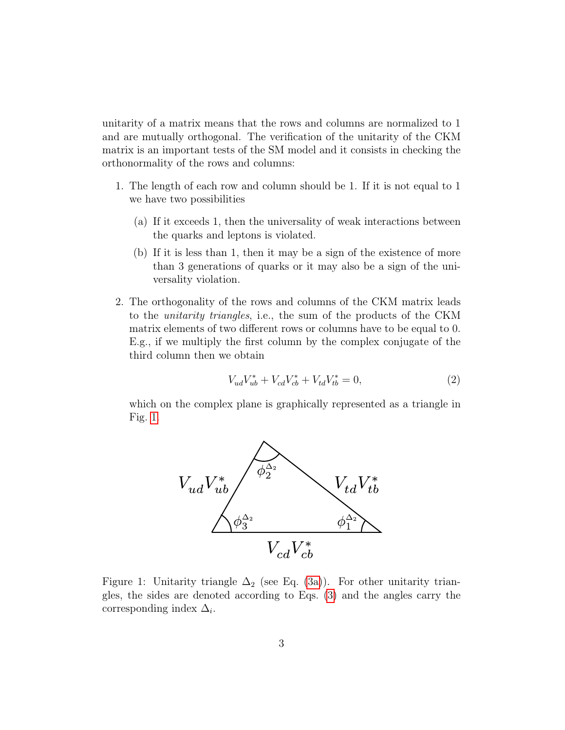unitarity of a matrix means that the rows and columns are normalized to 1 and are mutually orthogonal. The verification of the unitarity of the CKM matrix is an important tests of the SM model and it consists in checking the orthonormality of the rows and columns:

1. The length of each row and column should be 1. If it is not equal to 1 we have two possibilities

   (a) If it exceeds 1, then the universality of weak interactions between the quarks and leptons is violated.

   (b) If it is less than 1, then it may be a sign of the existence of more than 3 generations of quarks or it may also be a sign of the universality violation.

2. The orthogonality of the rows and columns of the CKM matrix leads to the *unitarity triangles*, i.e., the sum of the products of the CKM matrix elements of two different rows or columns have to be equal to 0. E.g., if we multiply the first column by the complex conjugate of the third column then we obtain

$$V_{ud}V_{ub}^* + V_{cd}V_{cb}^* + V_{td}V_{tb}^* = 0, \tag{2}$$

   which on the complex plane is graphically represented as a triangle in Fig. 1.

Figure 1: Unitarity triangle $\Delta_2$ (see Eq. (3a)). For other unitarity triangles, the sides are denoted according to Eqs. (3) and the angles carry the corresponding index $\Delta_i$.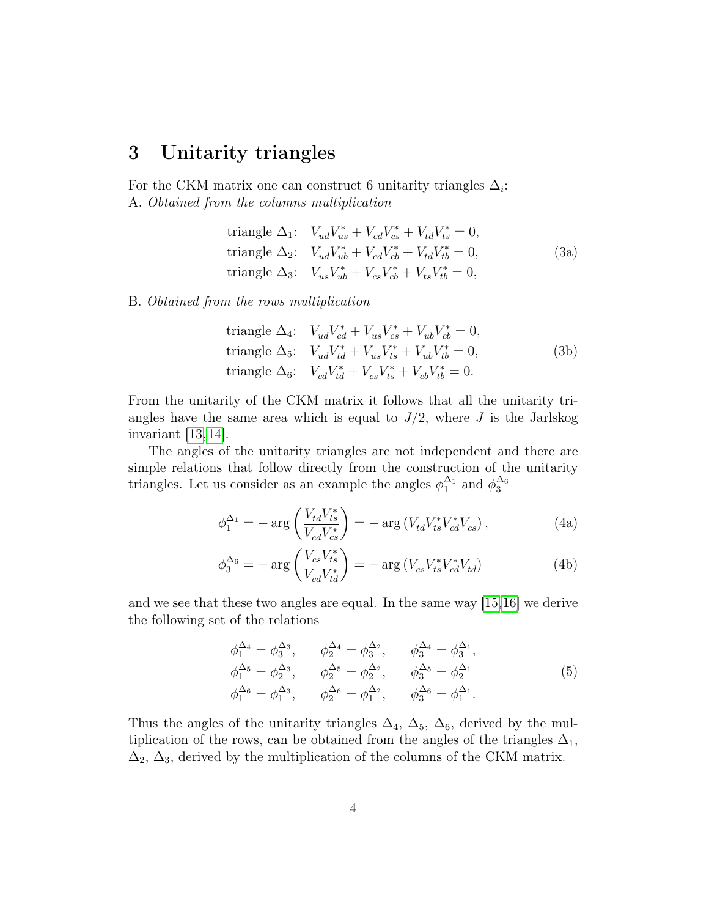## 3 Unitarity triangles

For the CKM matrix one can construct 6 unitarity triangles $\Delta_i$:

A. *Obtained from the columns multiplication*

$$
\begin{aligned}
&\text{triangle } \Delta_1: \quad V_{ud}V_{us}^* + V_{cd}V_{cs}^* + V_{td}V_{ts}^* = 0, \\
&\text{triangle } \Delta_2: \quad V_{ud}V_{ub}^* + V_{cd}V_{cb}^* + V_{td}V_{tb}^* = 0, \\
&\text{triangle } \Delta_3: \quad V_{us}V_{ub}^* + V_{cs}V_{cb}^* + V_{ts}V_{tb}^* = 0,
\end{aligned}
\tag{3a}
$$

B. *Obtained from the rows multiplication*

$$
\begin{aligned}
&\text{triangle } \Delta_4: \quad V_{ud}V_{cd}^* + V_{us}V_{cs}^* + V_{ub}V_{cb}^* = 0, \\
&\text{triangle } \Delta_5: \quad V_{ud}V_{td}^* + V_{us}V_{ts}^* + V_{ub}V_{tb}^* = 0, \\
&\text{triangle } \Delta_6: \quad V_{cd}V_{td}^* + V_{cs}V_{ts}^* + V_{cb}V_{tb}^* = 0.
\end{aligned}
\tag{3b}
$$

From the unitarity of the CKM matrix it follows that all the unitarity triangles have the same area which is equal to $J/2$, where $J$ is the Jarlskog invariant [13, 14].

The angles of the unitarity triangles are not independent and there are simple relations that follow directly from the construction of the unitarity triangles. Let us consider as an example the angles $\phi_1^{\Delta_1}$ and $\phi_3^{\Delta_6}$

$$
\phi_1^{\Delta_1} = -\arg\left(\frac{V_{td}V_{ts}^*}{V_{cd}V_{cs}^*}\right) = -\arg\left(V_{td}V_{ts}^*V_{cd}^*V_{cs}\right), \tag{4a}
$$

$$
\phi_3^{\Delta_6} = -\arg\left(\frac{V_{cs}V_{ts}^*}{V_{cd}V_{td}^*}\right) = -\arg\left(V_{cs}V_{ts}^*V_{cd}^*V_{td}\right) \tag{4b}
$$

and we see that these two angles are equal. In the same way [15, 16] we derive the following set of the relations

$$
\begin{aligned}
&\phi_1^{\Delta_4} = \phi_3^{\Delta_3}, \qquad \phi_2^{\Delta_4} = \phi_3^{\Delta_2}, \qquad \phi_3^{\Delta_4} = \phi_3^{\Delta_1}, \\
&\phi_1^{\Delta_5} = \phi_2^{\Delta_3}, \qquad \phi_2^{\Delta_5} = \phi_2^{\Delta_2}, \qquad \phi_3^{\Delta_5} = \phi_2^{\Delta_1} \\
&\phi_1^{\Delta_6} = \phi_1^{\Delta_3}, \qquad \phi_2^{\Delta_6} = \phi_1^{\Delta_2}, \qquad \phi_3^{\Delta_6} = \phi_1^{\Delta_1}.
\end{aligned}
\tag{5}
$$

Thus the angles of the unitarity triangles $\Delta_4$, $\Delta_5$, $\Delta_6$, derived by the multiplication of the rows, can be obtained from the angles of the triangles $\Delta_1$, $\Delta_2$, $\Delta_3$, derived by the multiplication of the columns of the CKM matrix.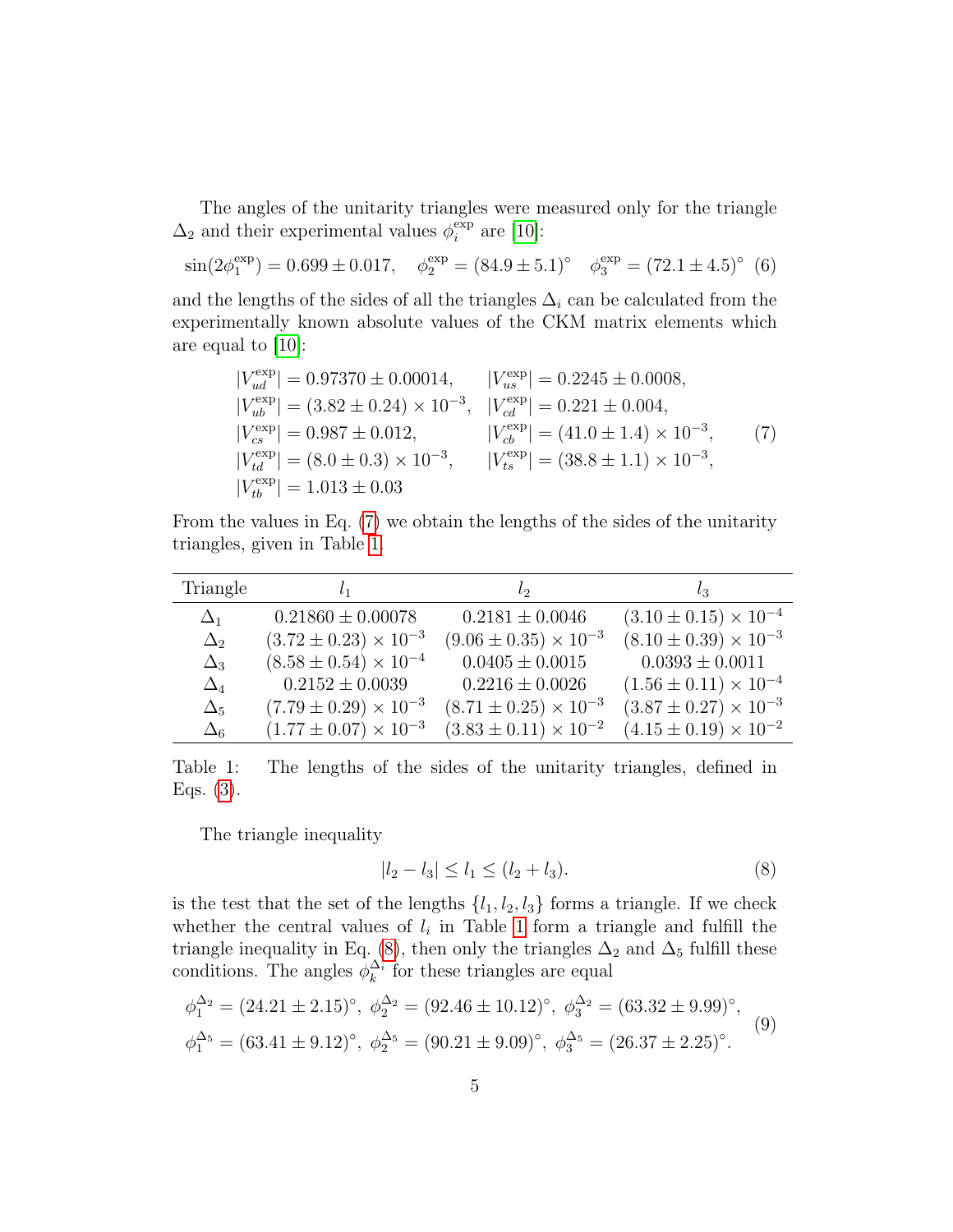The angles of the unitarity triangles were measured only for the triangle $\Delta_2$ and their experimental values $\phi_i^{\rm exp}$ are [10]:

$$\sin(2\phi_1^{\rm exp}) = 0.699 \pm 0.017, \quad \phi_2^{\rm exp} = (84.9 \pm 5.1)^\circ \quad \phi_3^{\rm exp} = (72.1 \pm 4.5)^\circ \tag{6}$$

and the lengths of the sides of all the triangles $\Delta_i$ can be calculated from the experimentally known absolute values of the CKM matrix elements which are equal to [10]:

$$\begin{array}{ll} |V_{ud}^{\rm exp}| = 0.97370 \pm 0.00014, & |V_{us}^{\rm exp}| = 0.2245 \pm 0.0008, \\ |V_{ub}^{\rm exp}| = (3.82 \pm 0.24) \times 10^{-3}, & |V_{cd}^{\rm exp}| = 0.221 \pm 0.004, \\ |V_{cs}^{\rm exp}| = 0.987 \pm 0.012, & |V_{cb}^{\rm exp}| = (41.0 \pm 1.4) \times 10^{-3}, \\ |V_{td}^{\rm exp}| = (8.0 \pm 0.3) \times 10^{-3}, & |V_{ts}^{\rm exp}| = (38.8 \pm 1.1) \times 10^{-3}, \\ |V_{tb}^{\rm exp}| = 1.013 \pm 0.03 & \end{array} \tag{7}$$

From the values in Eq. (7) we obtain the lengths of the sides of the unitarity triangles, given in Table 1.

| Triangle | $l_1$ | $l_2$ | $l_3$ |
|---|---|---|---|
| $\Delta_1$ | $0.21860 \pm 0.00078$ | $0.2181 \pm 0.0046$ | $(3.10 \pm 0.15) \times 10^{-4}$ |
| $\Delta_2$ | $(3.72 \pm 0.23) \times 10^{-3}$ | $(9.06 \pm 0.35) \times 10^{-3}$ | $(8.10 \pm 0.39) \times 10^{-3}$ |
| $\Delta_3$ | $(8.58 \pm 0.54) \times 10^{-4}$ | $0.0405 \pm 0.0015$ | $0.0393 \pm 0.0011$ |
| $\Delta_4$ | $0.2152 \pm 0.0039$ | $0.2216 \pm 0.0026$ | $(1.56 \pm 0.11) \times 10^{-4}$ |
| $\Delta_5$ | $(7.79 \pm 0.29) \times 10^{-3}$ | $(8.71 \pm 0.25) \times 10^{-3}$ | $(3.87 \pm 0.27) \times 10^{-3}$ |
| $\Delta_6$ | $(1.77 \pm 0.07) \times 10^{-3}$ | $(3.83 \pm 0.11) \times 10^{-2}$ | $(4.15 \pm 0.19) \times 10^{-2}$ |

Table 1: The lengths of the sides of the unitarity triangles, defined in Eqs. (3).

The triangle inequality

$$|l_2 - l_3| \leq l_1 \leq (l_2 + l_3). \tag{8}$$

is the test that the set of the lengths $\{l_1, l_2, l_3\}$ forms a triangle. If we check whether the central values of $l_i$ in Table 1 form a triangle and fulfill the triangle inequality in Eq. (8), then only the triangles $\Delta_2$ and $\Delta_5$ fulfill these conditions. The angles $\phi_k^{\Delta_i}$ for these triangles are equal

$$\begin{aligned} &\phi_1^{\Delta_2} = (24.21 \pm 2.15)^\circ, \; \phi_2^{\Delta_2} = (92.46 \pm 10.12)^\circ, \; \phi_3^{\Delta_2} = (63.32 \pm 9.99)^\circ, \\ &\phi_1^{\Delta_5} = (63.41 \pm 9.12)^\circ, \; \phi_2^{\Delta_5} = (90.21 \pm 9.09)^\circ, \; \phi_3^{\Delta_5} = (26.37 \pm 2.25)^\circ. \end{aligned} \tag{9}$$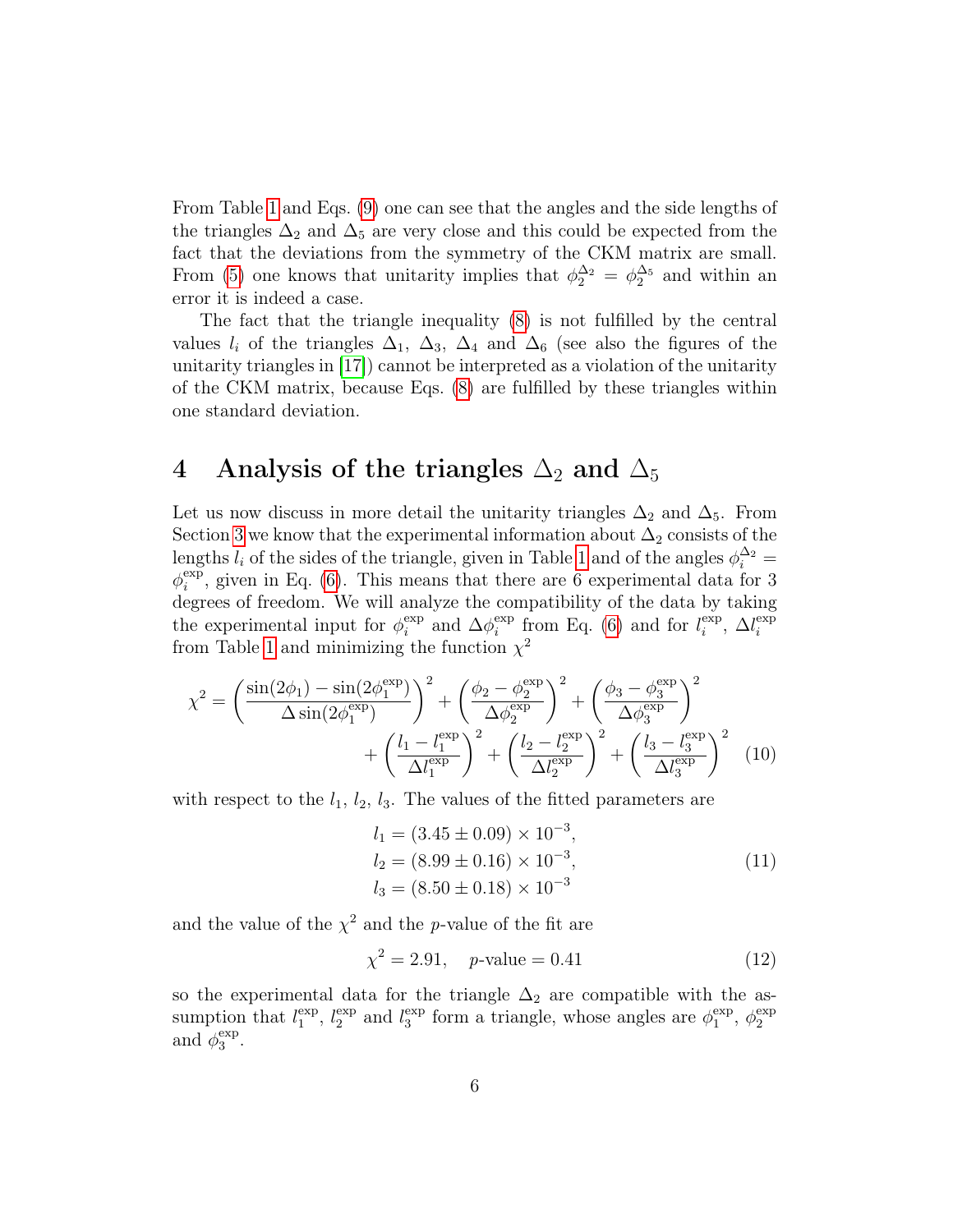From Table 1 and Eqs. (9) one can see that the angles and the side lengths of the triangles $\Delta_2$ and $\Delta_5$ are very close and this could be expected from the fact that the deviations from the symmetry of the CKM matrix are small. From (5) one knows that unitarity implies that $\phi_2^{\Delta_2} = \phi_2^{\Delta_5}$ and within an error it is indeed a case.

The fact that the triangle inequality (8) is not fulfilled by the central values $l_i$ of the triangles $\Delta_1$, $\Delta_3$, $\Delta_4$ and $\Delta_6$ (see also the figures of the unitarity triangles in [17]) cannot be interpreted as a violation of the unitarity of the CKM matrix, because Eqs. (8) are fulfilled by these triangles within one standard deviation.

## 4 Analysis of the triangles $\Delta_2$ and $\Delta_5$

Let us now discuss in more detail the unitarity triangles $\Delta_2$ and $\Delta_5$. From Section 3 we know that the experimental information about $\Delta_2$ consists of the lengths $l_i$ of the sides of the triangle, given in Table 1 and of the angles $\phi_i^{\Delta_2} = \phi_i^{\rm exp}$, given in Eq. (6). This means that there are 6 experimental data for 3 degrees of freedom. We will analyze the compatibility of the data by taking the experimental input for $\phi_i^{\rm exp}$ and $\Delta\phi_i^{\rm exp}$ from Eq. (6) and for $l_i^{\rm exp}$, $\Delta l_i^{\rm exp}$ from Table 1 and minimizing the function $\chi^2$

$$
\chi^2 = \left(\frac{\sin(2\phi_1) - \sin(2\phi_1^{\rm exp})}{\Delta\sin(2\phi_1^{\rm exp})}\right)^2 + \left(\frac{\phi_2 - \phi_2^{\rm exp}}{\Delta\phi_2^{\rm exp}}\right)^2 + \left(\frac{\phi_3 - \phi_3^{\rm exp}}{\Delta\phi_3^{\rm exp}}\right)^2 + \left(\frac{l_1 - l_1^{\rm exp}}{\Delta l_1^{\rm exp}}\right)^2 + \left(\frac{l_2 - l_2^{\rm exp}}{\Delta l_2^{\rm exp}}\right)^2 + \left(\frac{l_3 - l_3^{\rm exp}}{\Delta l_3^{\rm exp}}\right)^2 \quad (10)
$$

with respect to the $l_1$, $l_2$, $l_3$. The values of the fitted parameters are

$$
\begin{aligned}
l_1 &= (3.45 \pm 0.09) \times 10^{-3}, \\
l_2 &= (8.99 \pm 0.16) \times 10^{-3}, \\
l_3 &= (8.50 \pm 0.18) \times 10^{-3}
\end{aligned} \quad (11)
$$

and the value of the $\chi^2$ and the $p$-value of the fit are

$$
\chi^2 = 2.91, \quad p\text{-value} = 0.41 \quad (12)
$$

so the experimental data for the triangle $\Delta_2$ are compatible with the assumption that $l_1^{\rm exp}$, $l_2^{\rm exp}$ and $l_3^{\rm exp}$ form a triangle, whose angles are $\phi_1^{\rm exp}$, $\phi_2^{\rm exp}$ and $\phi_3^{\rm exp}$.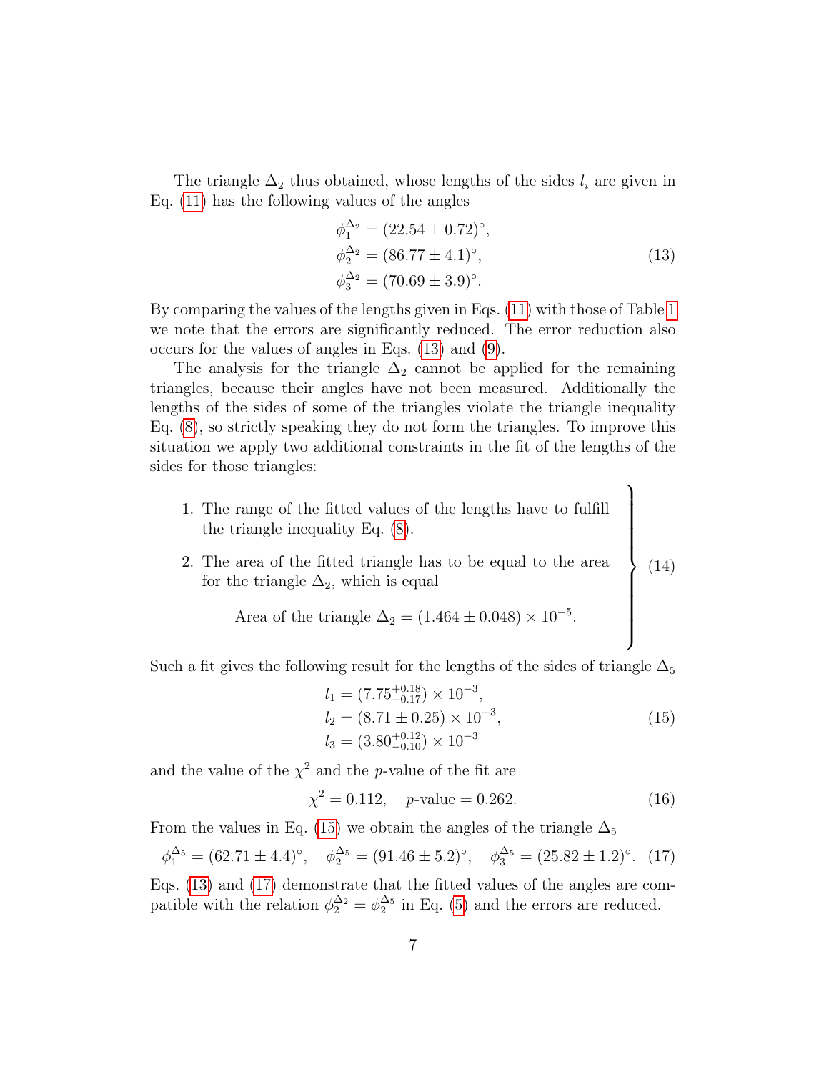The triangle $\Delta_2$ thus obtained, whose lengths of the sides $l_i$ are given in Eq. (11) has the following values of the angles

$$
\begin{aligned}
\phi_1^{\Delta_2} &= (22.54 \pm 0.72)^\circ, \\
\phi_2^{\Delta_2} &= (86.77 \pm 4.1)^\circ, \\
\phi_3^{\Delta_2} &= (70.69 \pm 3.9)^\circ.
\end{aligned}
\tag{13}
$$

By comparing the values of the lengths given in Eqs. (11) with those of Table 1 we note that the errors are significantly reduced. The error reduction also occurs for the values of angles in Eqs. (13) and (9).

The analysis for the triangle $\Delta_2$ cannot be applied for the remaining triangles, because their angles have not been measured. Additionally the lengths of the sides of some of the triangles violate the triangle inequality Eq. (8), so strictly speaking they do not form the triangles. To improve this situation we apply two additional constraints in the fit of the lengths of the sides for those triangles:

1. The range of the fitted values of the lengths have to fulfill the triangle inequality Eq. (8).
2. The area of the fitted triangle has to be equal to the area for the triangle $\Delta_2$, which is equal

   $$\text{Area of the triangle } \Delta_2 = (1.464 \pm 0.048) \times 10^{-5}. \tag{14}$$

Such a fit gives the following result for the lengths of the sides of triangle $\Delta_5$

$$
\begin{aligned}
l_1 &= (7.75^{+0.18}_{-0.17}) \times 10^{-3}, \\
l_2 &= (8.71 \pm 0.25) \times 10^{-3}, \\
l_3 &= (3.80^{+0.12}_{-0.10}) \times 10^{-3}
\end{aligned}
\tag{15}
$$

and the value of the $\chi^2$ and the $p$-value of the fit are

$$\chi^2 = 0.112, \quad p\text{-value} = 0.262. \tag{16}$$

From the values in Eq. (15) we obtain the angles of the triangle $\Delta_5$

$$\phi_1^{\Delta_5} = (62.71 \pm 4.4)^\circ, \quad \phi_2^{\Delta_5} = (91.46 \pm 5.2)^\circ, \quad \phi_3^{\Delta_5} = (25.82 \pm 1.2)^\circ. \tag{17}$$

Eqs. (13) and (17) demonstrate that the fitted values of the angles are compatible with the relation $\phi_2^{\Delta_2} = \phi_2^{\Delta_5}$ in Eq. (5) and the errors are reduced.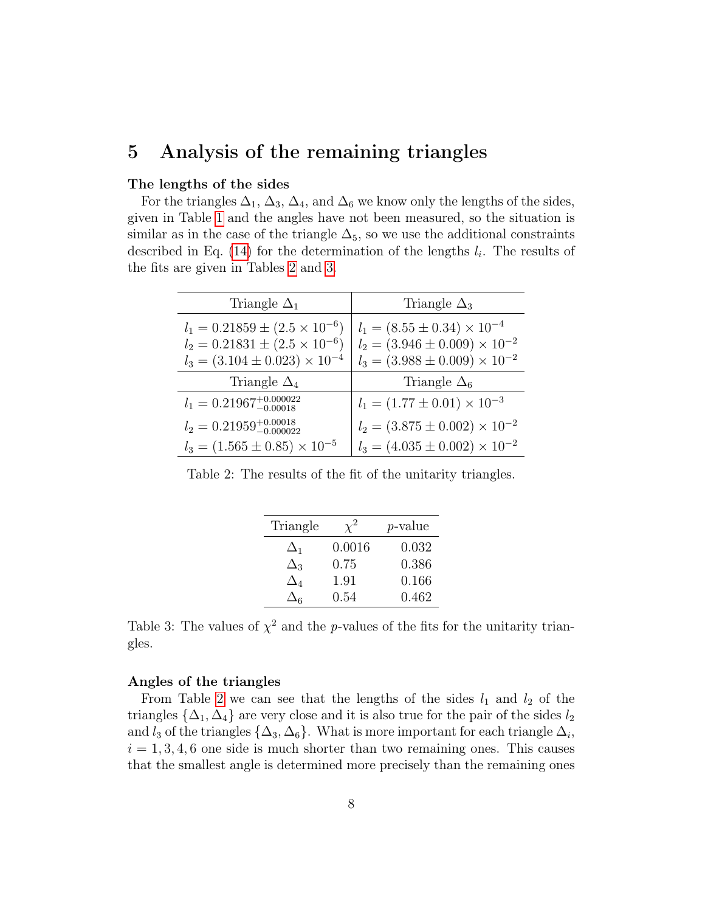## 5 Analysis of the remaining triangles

**The lengths of the sides**

For the triangles $\Delta_1$, $\Delta_3$, $\Delta_4$, and $\Delta_6$ we know only the lengths of the sides, given in Table 1 and the angles have not been measured, so the situation is similar as in the case of the triangle $\Delta_5$, so we use the additional constraints described in Eq. (14) for the determination of the lengths $l_i$. The results of the fits are given in Tables 2 and 3.

| Triangle $\Delta_1$ | Triangle $\Delta_3$ |
|---|---|
| $l_1 = 0.21859 \pm (2.5 \times 10^{-6})$ | $l_1 = (8.55 \pm 0.34) \times 10^{-4}$ |
| $l_2 = 0.21831 \pm (2.5 \times 10^{-6})$ | $l_2 = (3.946 \pm 0.009) \times 10^{-2}$ |
| $l_3 = (3.104 \pm 0.023) \times 10^{-4}$ | $l_3 = (3.988 \pm 0.009) \times 10^{-2}$ |
| **Triangle $\Delta_4$** | **Triangle $\Delta_6$** |
| $l_1 = 0.21967^{+0.000022}_{-0.00018}$ | $l_1 = (1.77 \pm 0.01) \times 10^{-3}$ |
| $l_2 = 0.21959^{+0.00018}_{-0.000022}$ | $l_2 = (3.875 \pm 0.002) \times 10^{-2}$ |
| $l_3 = (1.565 \pm 0.85) \times 10^{-5}$ | $l_3 = (4.035 \pm 0.002) \times 10^{-2}$ |

Table 2: The results of the fit of the unitarity triangles.

| Triangle | $\chi^2$ | $p$-value |
|---|---|---|
| $\Delta_1$ | 0.0016 | 0.032 |
| $\Delta_3$ | 0.75 | 0.386 |
| $\Delta_4$ | 1.91 | 0.166 |
| $\Delta_6$ | 0.54 | 0.462 |

Table 3: The values of $\chi^2$ and the $p$-values of the fits for the unitarity triangles.

**Angles of the triangles**

From Table 2 we can see that the lengths of the sides $l_1$ and $l_2$ of the triangles $\{\Delta_1, \Delta_4\}$ are very close and it is also true for the pair of the sides $l_2$ and $l_3$ of the triangles $\{\Delta_3, \Delta_6\}$. What is more important for each triangle $\Delta_i$, $i = 1, 3, 4, 6$ one side is much shorter than two remaining ones. This causes that the smallest angle is determined more precisely than the remaining ones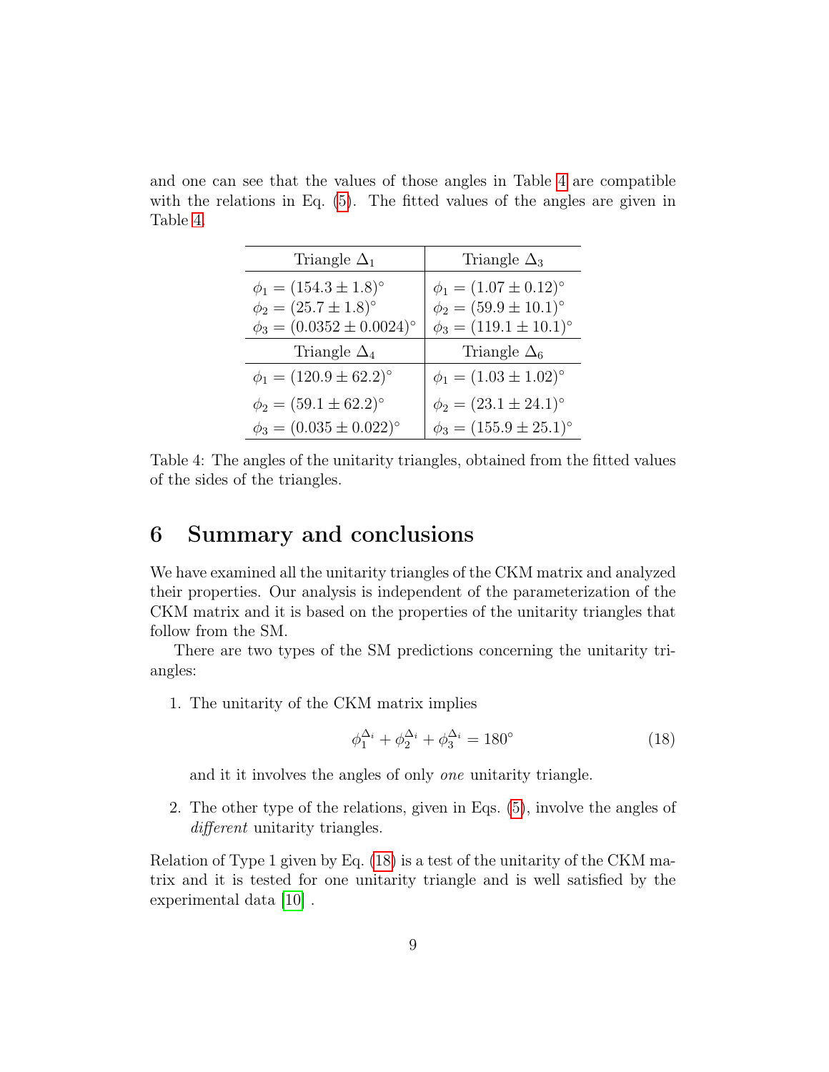and one can see that the values of those angles in Table 4 are compatible with the relations in Eq. (5). The fitted values of the angles are given in Table 4.

| Triangle $\Delta_1$ | Triangle $\Delta_3$ |
|---|---|
| $\phi_1 = (154.3 \pm 1.8)^\circ$ | $\phi_1 = (1.07 \pm 0.12)^\circ$ |
| $\phi_2 = (25.7 \pm 1.8)^\circ$ | $\phi_2 = (59.9 \pm 10.1)^\circ$ |
| $\phi_3 = (0.0352 \pm 0.0024)^\circ$ | $\phi_3 = (119.1 \pm 10.1)^\circ$ |
| **Triangle $\Delta_4$** | **Triangle $\Delta_6$** |
| $\phi_1 = (120.9 \pm 62.2)^\circ$ | $\phi_1 = (1.03 \pm 1.02)^\circ$ |
| $\phi_2 = (59.1 \pm 62.2)^\circ$ | $\phi_2 = (23.1 \pm 24.1)^\circ$ |
| $\phi_3 = (0.035 \pm 0.022)^\circ$ | $\phi_3 = (155.9 \pm 25.1)^\circ$ |

Table 4: The angles of the unitarity triangles, obtained from the fitted values of the sides of the triangles.

## 6 Summary and conclusions

We have examined all the unitarity triangles of the CKM matrix and analyzed their properties. Our analysis is independent of the parameterization of the CKM matrix and it is based on the properties of the unitarity triangles that follow from the SM.

There are two types of the SM predictions concerning the unitarity triangles:

1. The unitarity of the CKM matrix implies

$$\phi_1^{\Delta_i} + \phi_2^{\Delta_i} + \phi_3^{\Delta_i} = 180^\circ \tag{18}$$

   and it it involves the angles of only *one* unitarity triangle.

2. The other type of the relations, given in Eqs. (5), involve the angles of *different* unitarity triangles.

Relation of Type 1 given by Eq. (18) is a test of the unitarity of the CKM matrix and it is tested for one unitarity triangle and is well satisfied by the experimental data [10] .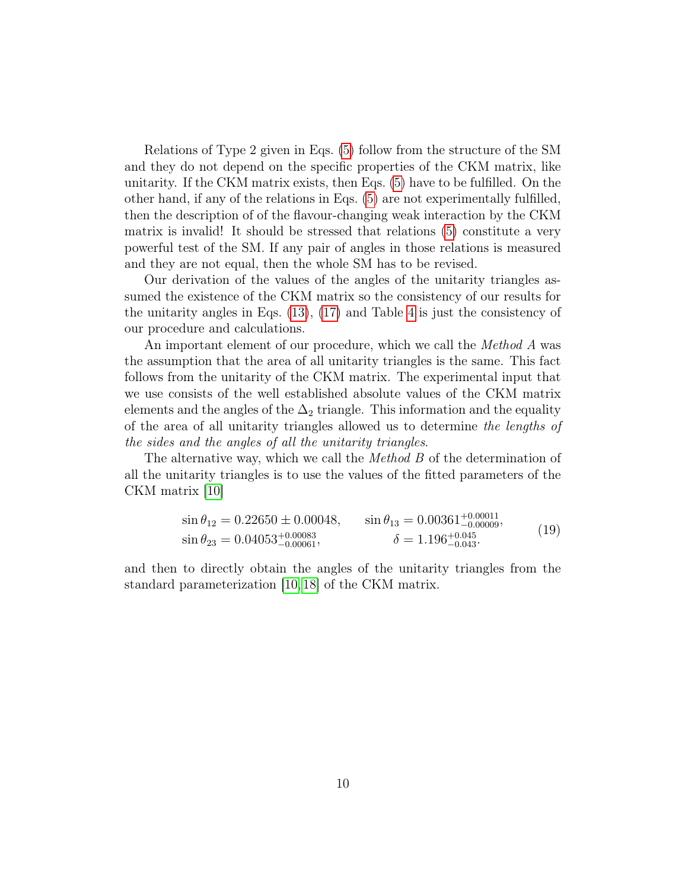Relations of Type 2 given in Eqs. (5) follow from the structure of the SM and they do not depend on the specific properties of the CKM matrix, like unitarity. If the CKM matrix exists, then Eqs. (5) have to be fulfilled. On the other hand, if any of the relations in Eqs. (5) are not experimentally fulfilled, then the description of of the flavour-changing weak interaction by the CKM matrix is invalid! It should be stressed that relations (5) constitute a very powerful test of the SM. If any pair of angles in those relations is measured and they are not equal, then the whole SM has to be revised.

Our derivation of the values of the angles of the unitarity triangles assumed the existence of the CKM matrix so the consistency of our results for the unitarity angles in Eqs. (13), (17) and Table 4 is just the consistency of our procedure and calculations.

An important element of our procedure, which we call the *Method A* was the assumption that the area of all unitarity triangles is the same. This fact follows from the unitarity of the CKM matrix. The experimental input that we use consists of the well established absolute values of the CKM matrix elements and the angles of the $\Delta_2$ triangle. This information and the equality of the area of all unitarity triangles allowed us to determine *the lengths of the sides and the angles of all the unitarity triangles*.

The alternative way, which we call the *Method B* of the determination of all the unitarity triangles is to use the values of the fitted parameters of the CKM matrix [10]

$$
\begin{aligned}
\sin\theta_{12} &= 0.22650 \pm 0.00048, \qquad & \sin\theta_{13} &= 0.00361^{+0.00011}_{-0.00009}, \\
\sin\theta_{23} &= 0.04053^{+0.00083}_{-0.00061}, \qquad & \delta &= 1.196^{+0.045}_{-0.043}.
\end{aligned}
\tag{19}
$$

and then to directly obtain the angles of the unitarity triangles from the standard parameterization [10, 18] of the CKM matrix.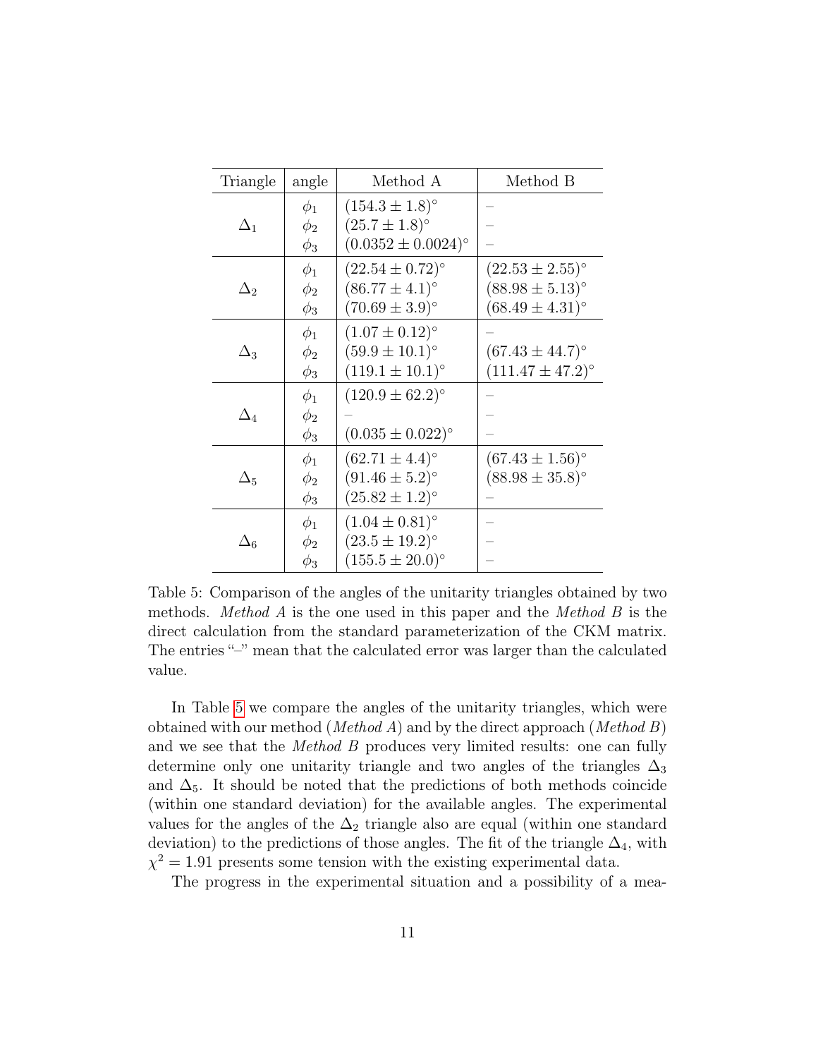| Triangle | angle | Method A | Method B |
|---|---|---|---|
| $\Delta_1$ | $\phi_1$ | $(154.3 \pm 1.8)^\circ$ | – |
| | $\phi_2$ | $(25.7 \pm 1.8)^\circ$ | – |
| | $\phi_3$ | $(0.0352 \pm 0.0024)^\circ$ | – |
| $\Delta_2$ | $\phi_1$ | $(22.54 \pm 0.72)^\circ$ | $(22.53 \pm 2.55)^\circ$ |
| | $\phi_2$ | $(86.77 \pm 4.1)^\circ$ | $(88.98 \pm 5.13)^\circ$ |
| | $\phi_3$ | $(70.69 \pm 3.9)^\circ$ | $(68.49 \pm 4.31)^\circ$ |
| $\Delta_3$ | $\phi_1$ | $(1.07 \pm 0.12)^\circ$ | – |
| | $\phi_2$ | $(59.9 \pm 10.1)^\circ$ | $(67.43 \pm 44.7)^\circ$ |
| | $\phi_3$ | $(119.1 \pm 10.1)^\circ$ | $(111.47 \pm 47.2)^\circ$ |
| $\Delta_4$ | $\phi_1$ | $(120.9 \pm 62.2)^\circ$ | – |
| | $\phi_2$ | – | – |
| | $\phi_3$ | $(0.035 \pm 0.022)^\circ$ | – |
| $\Delta_5$ | $\phi_1$ | $(62.71 \pm 4.4)^\circ$ | $(67.43 \pm 1.56)^\circ$ |
| | $\phi_2$ | $(91.46 \pm 5.2)^\circ$ | $(88.98 \pm 35.8)^\circ$ |
| | $\phi_3$ | $(25.82 \pm 1.2)^\circ$ | – |
| $\Delta_6$ | $\phi_1$ | $(1.04 \pm 0.81)^\circ$ | – |
| | $\phi_2$ | $(23.5 \pm 19.2)^\circ$ | – |
| | $\phi_3$ | $(155.5 \pm 20.0)^\circ$ | – |

Table 5: Comparison of the angles of the unitarity triangles obtained by two methods. *Method A* is the one used in this paper and the *Method B* is the direct calculation from the standard parameterization of the CKM matrix. The entries "–" mean that the calculated error was larger than the calculated value.

In Table 5 we compare the angles of the unitarity triangles, which were obtained with our method (*Method A*) and by the direct approach (*Method B*) and we see that the *Method B* produces very limited results: one can fully determine only one unitarity triangle and two angles of the triangles $\Delta_3$ and $\Delta_5$. It should be noted that the predictions of both methods coincide (within one standard deviation) for the available angles. The experimental values for the angles of the $\Delta_2$ triangle also are equal (within one standard deviation) to the predictions of those angles. The fit of the triangle $\Delta_4$, with $\chi^2 = 1.91$ presents some tension with the existing experimental data.

The progress in the experimental situation and a possibility of a mea-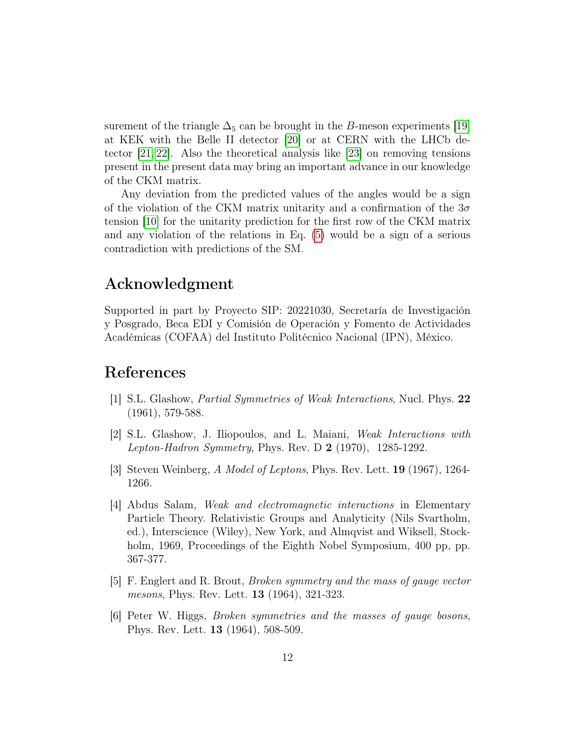surement of the triangle $\Delta_5$ can be brought in the $B$-meson experiments [19] at KEK with the Belle II detector [20] or at CERN with the LHCb detector [21, 22]. Also the theoretical analysis like [23] on removing tensions present in the present data may bring an important advance in our knowledge of the CKM matrix.

Any deviation from the predicted values of the angles would be a sign of the violation of the CKM matrix unitarity and a confirmation of the $3\sigma$ tension [10] for the unitarity prediction for the first row of the CKM matrix and any violation of the relations in Eq. (5) would be a sign of a serious contradiction with predictions of the SM.

## Acknowledgment

Supported in part by Proyecto SIP: 20221030, Secretaría de Investigación y Posgrado, Beca EDI y Comisión de Operación y Fomento de Actividades Académicas (COFAA) del Instituto Politécnico Nacional (IPN), México.

## References

[1] S.L. Glashow, *Partial Symmetries of Weak Interactions*, Nucl. Phys. **22** (1961), 579-588.

[2] S.L. Glashow, J. Iliopoulos, and L. Maiani, *Weak Interactions with Lepton-Hadron Symmetry*, Phys. Rev. D **2** (1970), 1285-1292.

[3] Steven Weinberg, *A Model of Leptons*, Phys. Rev. Lett. **19** (1967), 1264-1266.

[4] Abdus Salam, *Weak and electromagnetic interactions* in Elementary Particle Theory. Relativistic Groups and Analyticity (Nils Svartholm, ed.), Interscience (Wiley), New York, and Almqvist and Wiksell, Stockholm, 1969, Proceedings of the Eighth Nobel Symposium, 400 pp, pp. 367-377.

[5] F. Englert and R. Brout, *Broken symmetry and the mass of gauge vector mesons*, Phys. Rev. Lett. **13** (1964), 321-323.

[6] Peter W. Higgs, *Broken symmetries and the masses of gauge bosons*, Phys. Rev. Lett. **13** (1964), 508-509.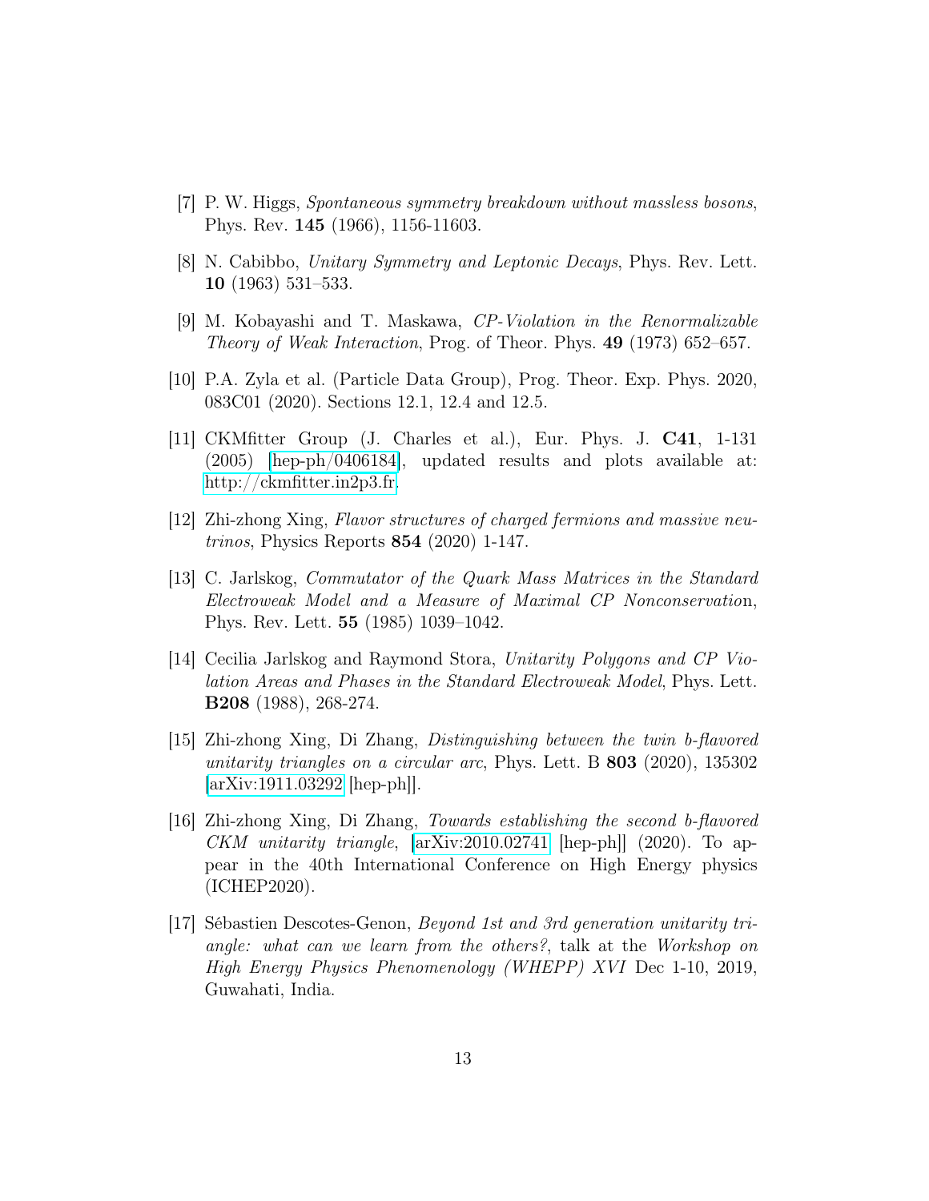[7] P. W. Higgs, *Spontaneous symmetry breakdown without massless bosons*, Phys. Rev. **145** (1966), 1156-11603.

[8] N. Cabibbo, *Unitary Symmetry and Leptonic Decays*, Phys. Rev. Lett. **10** (1963) 531–533.

[9] M. Kobayashi and T. Maskawa, *CP-Violation in the Renormalizable Theory of Weak Interaction*, Prog. of Theor. Phys. **49** (1973) 652–657.

[10] P.A. Zyla et al. (Particle Data Group), Prog. Theor. Exp. Phys. 2020, 083C01 (2020). Sections 12.1, 12.4 and 12.5.

[11] CKMfitter Group (J. Charles et al.), Eur. Phys. J. **C41**, 1-131 (2005) [hep-ph/0406184], updated results and plots available at: http://ckmfitter.in2p3.fr.

[12] Zhi-zhong Xing, *Flavor structures of charged fermions and massive neutrinos*, Physics Reports **854** (2020) 1-147.

[13] C. Jarlskog, *Commutator of the Quark Mass Matrices in the Standard Electroweak Model and a Measure of Maximal CP Nonconservation*, Phys. Rev. Lett. **55** (1985) 1039–1042.

[14] Cecilia Jarlskog and Raymond Stora, *Unitarity Polygons and CP Violation Areas and Phases in the Standard Electroweak Model*, Phys. Lett. **B208** (1988), 268-274.

[15] Zhi-zhong Xing, Di Zhang, *Distinguishing between the twin b-flavored unitarity triangles on a circular arc*, Phys. Lett. B **803** (2020), 135302 [arXiv:1911.03292 [hep-ph]].

[16] Zhi-zhong Xing, Di Zhang, *Towards establishing the second b-flavored CKM unitarity triangle*, [arXiv:2010.02741 [hep-ph]] (2020). To appear in the 40th International Conference on High Energy physics (ICHEP2020).

[17] Sébastien Descotes-Genon, *Beyond 1st and 3rd generation unitarity triangle: what can we learn from the others?*, talk at the *Workshop on High Energy Physics Phenomenology (WHEPP) XVI* Dec 1-10, 2019, Guwahati, India.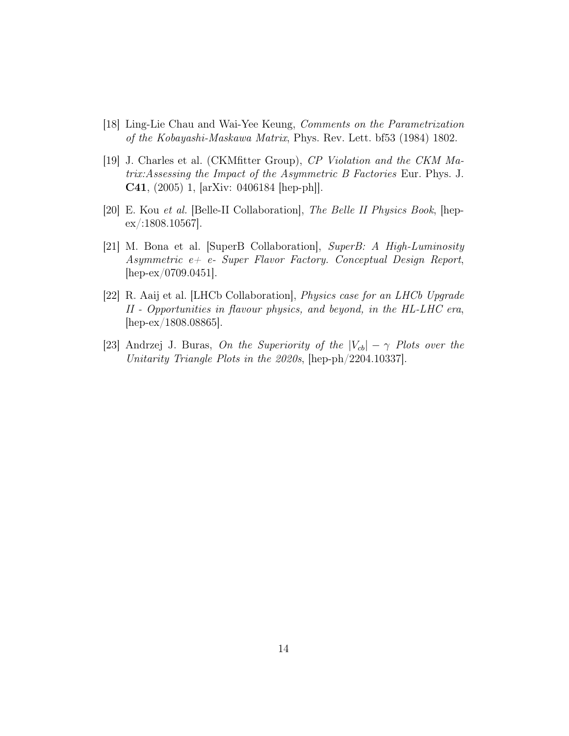[18] Ling-Lie Chau and Wai-Yee Keung, *Comments on the Parametrization of the Kobayashi-Maskawa Matrix*, Phys. Rev. Lett. bf53 (1984) 1802.

[19] J. Charles et al. (CKMfitter Group), *CP Violation and the CKM Matrix:Assessing the Impact of the Asymmetric B Factories* Eur. Phys. J. **C41**, (2005) 1, [arXiv: 0406184 [hep-ph]].

[20] E. Kou *et al.* [Belle-II Collaboration], *The Belle II Physics Book*, [hep-ex/:1808.10567].

[21] M. Bona et al. [SuperB Collaboration], *SuperB: A High-Luminosity Asymmetric e+ e- Super Flavor Factory. Conceptual Design Report*, [hep-ex/0709.0451].

[22] R. Aaij et al. [LHCb Collaboration], *Physics case for an LHCb Upgrade II - Opportunities in flavour physics, and beyond, in the HL-LHC era*, [hep-ex/1808.08865].

[23] Andrzej J. Buras, *On the Superiority of the $|V_{cb}| - \gamma$ Plots over the Unitarity Triangle Plots in the 2020s*, [hep-ph/2204.10337].